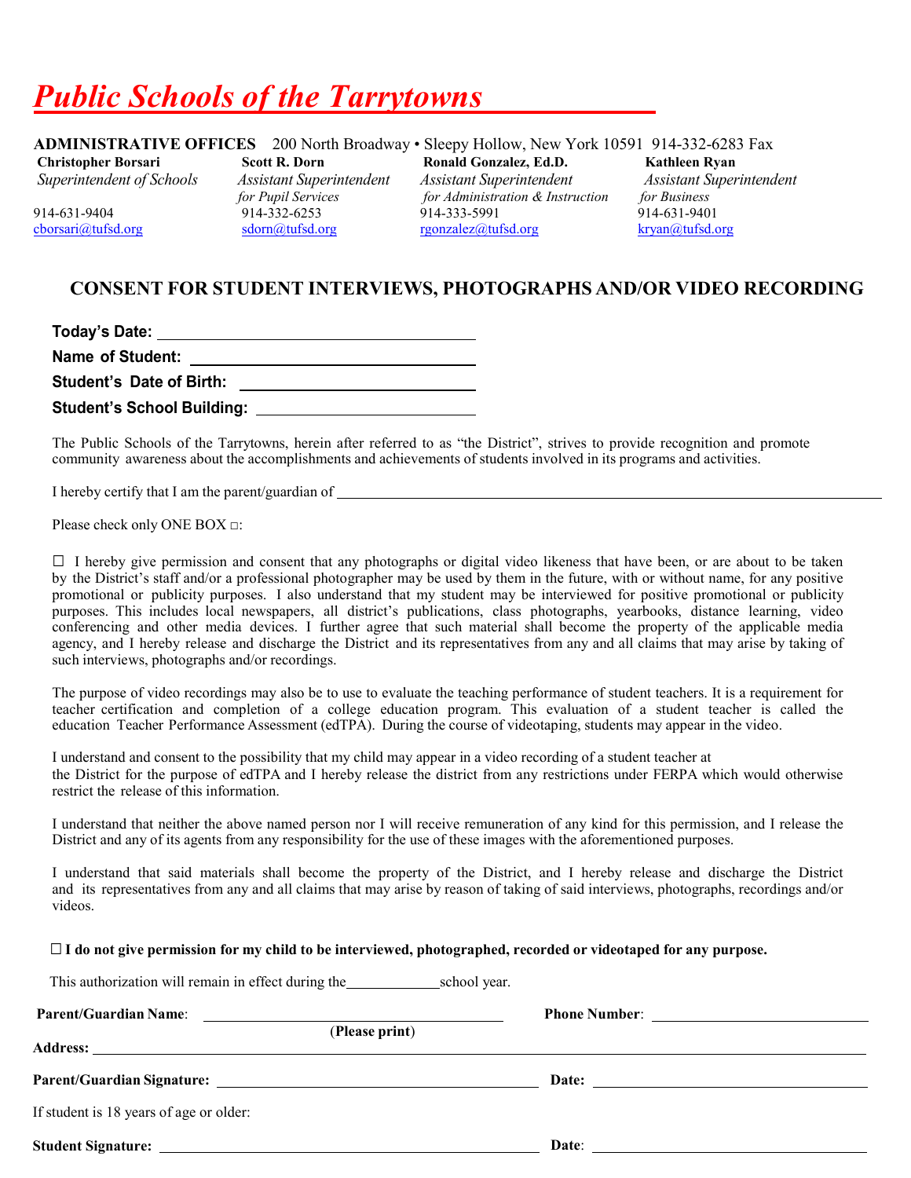# *Public Schools of the Tarrytowns*

**ADMINISTRATIVE OFFICES** 200 North Broadway • Sleepy Hollow, New York 10591 914-332-6283 Fax

| **Christopher Borsari** | **Scott R. Dorn** | **Ronald Gonzalez, Ed.D.** | **Kathleen Ryan** |
|---|---|---|---|
| *Superintendent of Schools* | *Assistant Superintendent for Pupil Services* | *Assistant Superintendent for Administration & Instruction* | *Assistant Superintendent for Business* |
| 914-631-9404 | 914-332-6253 | 914-333-5991 | 914-631-9401 |
| cborsari@tufsd.org | sdorn@tufsd.org | rgonzalez@tufsd.org | kryan@tufsd.org |

## CONSENT FOR STUDENT INTERVIEWS, PHOTOGRAPHS AND/OR VIDEO RECORDING

**Today's Date:** ____________________

**Name of Student:** ____________________

**Student's Date of Birth:** ____________________

**Student's School Building:** ____________________

The Public Schools of the Tarrytowns, herein after referred to as "the District", strives to provide recognition and promote community awareness about the accomplishments and achievements of students involved in its programs and activities.

I hereby certify that I am the parent/guardian of ____________________

Please check only ONE BOX □:

☐ I hereby give permission and consent that any photographs or digital video likeness that have been, or are about to be taken by the District's staff and/or a professional photographer may be used by them in the future, with or without name, for any positive promotional or publicity purposes. I also understand that my student may be interviewed for positive promotional or publicity purposes. This includes local newspapers, all district's publications, class photographs, yearbooks, distance learning, video conferencing and other media devices. I further agree that such material shall become the property of the applicable media agency, and I hereby release and discharge the District and its representatives from any and all claims that may arise by taking of such interviews, photographs and/or recordings.

The purpose of video recordings may also be to use to evaluate the teaching performance of student teachers. It is a requirement for teacher certification and completion of a college education program. This evaluation of a student teacher is called the education Teacher Performance Assessment (edTPA). During the course of videotaping, students may appear in the video.

I understand and consent to the possibility that my child may appear in a video recording of a student teacher at the District for the purpose of edTPA and I hereby release the district from any restrictions under FERPA which would otherwise restrict the release of this information.

I understand that neither the above named person nor I will receive remuneration of any kind for this permission, and I release the District and any of its agents from any responsibility for the use of these images with the aforementioned purposes.

I understand that said materials shall become the property of the District, and I hereby release and discharge the District and its representatives from any and all claims that may arise by reason of taking of said interviews, photographs, recordings and/or videos.

☐ **I do not give permission for my child to be interviewed, photographed, recorded or videotaped for any purpose.**

This authorization will remain in effect during the ____________ school year.

**Parent/Guardian Name**: ____________________ (**Please print**) **Phone Number**: ____________________

**Address:** ____________________

**Parent/Guardian Signature:** ____________________ **Date:** ____________________

If student is 18 years of age or older:

**Student Signature:** ____________________ **Date**: ____________________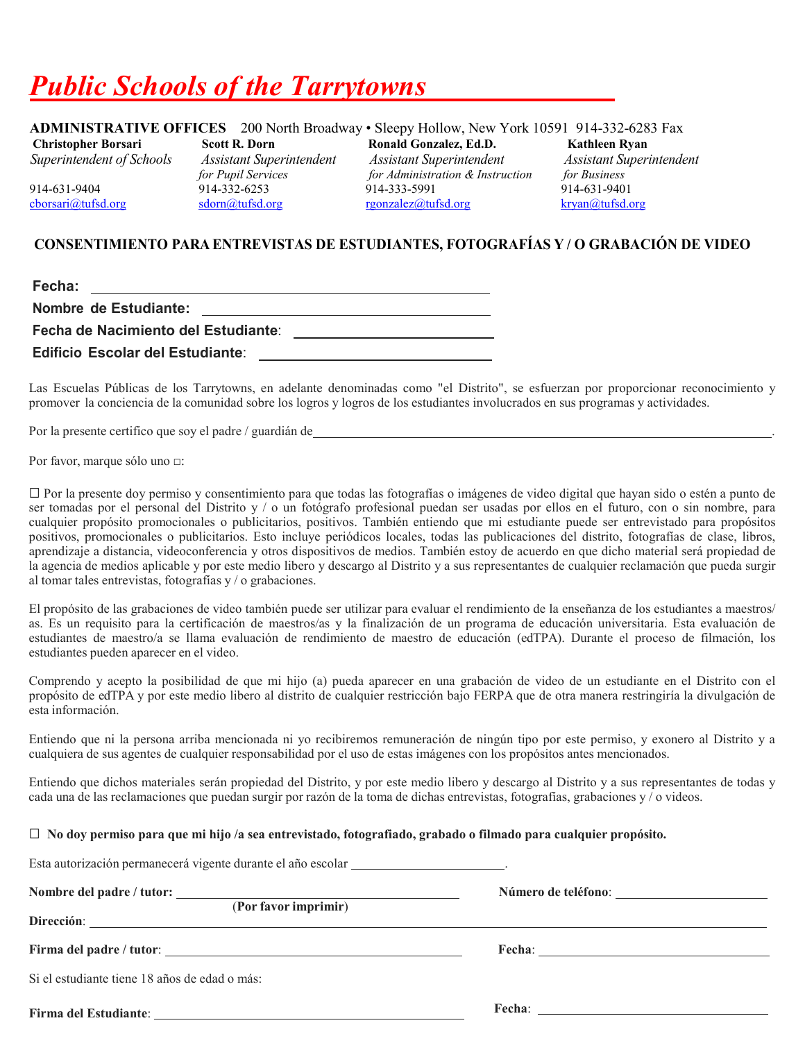# *Public Schools of the Tarrytowns*

**ADMINISTRATIVE OFFICES** 200 North Broadway • Sleepy Hollow, New York 10591 914-332-6283 Fax

| | | | |
|---|---|---|---|
| **Christopher Borsari** | **Scott R. Dorn** | **Ronald Gonzalez, Ed.D.** | **Kathleen Ryan** |
| *Superintendent of Schools* | *Assistant Superintendent for Pupil Services* | *Assistant Superintendent for Administration & Instruction* | *Assistant Superintendent for Business* |
| 914-631-9404 | 914-332-6253 | 914-333-5991 | 914-631-9401 |
| cborsari@tufsd.org | sdorn@tufsd.org | rgonzalez@tufsd.org | kryan@tufsd.org |

## CONSENTIMIENTO PARA ENTREVISTAS DE ESTUDIANTES, FOTOGRAFÍAS Y / O GRABACIÓN DE VIDEO

**Fecha:** ______________________________

**Nombre de Estudiante:** ______________________________

**Fecha de Nacimiento del Estudiante**: ______________________________

**Edificio Escolar del Estudiante**: ______________________________

Las Escuelas Públicas de los Tarrytowns, en adelante denominadas como "el Distrito", se esfuerzan por proporcionar reconocimiento y promover la conciencia de la comunidad sobre los logros y logros de los estudiantes involucrados en sus programas y actividades.

Por la presente certifico que soy el padre / guardián de______________________________________________.

Por favor, marque sólo uno □:

☐ Por la presente doy permiso y consentimiento para que todas las fotografías o imágenes de video digital que hayan sido o estén a punto de ser tomadas por el personal del Distrito y / o un fotógrafo profesional puedan ser usadas por ellos en el futuro, con o sin nombre, para cualquier propósito promocionales o publicitarios, positivos. También entiendo que mi estudiante puede ser entrevistado para propósitos positivos, promocionales o publicitarios. Esto incluye periódicos locales, todas las publicaciones del distrito, fotografías de clase, libros, aprendizaje a distancia, videoconferencia y otros dispositivos de medios. También estoy de acuerdo en que dicho material será propiedad de la agencia de medios aplicable y por este medio libero y descargo al Distrito y a sus representantes de cualquier reclamación que pueda surgir al tomar tales entrevistas, fotografías y / o grabaciones.

El propósito de las grabaciones de video también puede ser utilizar para evaluar el rendimiento de la enseñanza de los estudiantes a maestros/as. Es un requisito para la certificación de maestros/as y la finalización de un programa de educación universitaria. Esta evaluación de estudiantes de maestro/a se llama evaluación de rendimiento de maestro de educación (edTPA). Durante el proceso de filmación, los estudiantes pueden aparecer en el video.

Comprendo y acepto la posibilidad de que mi hijo (a) pueda aparecer en una grabación de video de un estudiante en el Distrito con el propósito de edTPA y por este medio libero al distrito de cualquier restricción bajo FERPA que de otra manera restringiría la divulgación de esta información.

Entiendo que ni la persona arriba mencionada ni yo recibiremos remuneración de ningún tipo por este permiso, y exonero al Distrito y a cualquiera de sus agentes de cualquier responsabilidad por el uso de estas imágenes con los propósitos antes mencionados.

Entiendo que dichos materiales serán propiedad del Distrito, y por este medio libero y descargo al Distrito y a sus representantes de todas y cada una de las reclamaciones que puedan surgir por razón de la toma de dichas entrevistas, fotografías, grabaciones y / o videos.

☐ **No doy permiso para que mi hijo /a sea entrevistado, fotografiado, grabado o filmado para cualquier propósito.**

Esta autorización permanecerá vigente durante el año escolar ____________________.

**Nombre del padre / tutor:** ______________________________ **Número de teléfono**: ____________________
(**Por favor imprimir**)

**Dirección**: ____________________________________________________________

**Firma del padre / tutor**: ______________________________ **Fecha**: ____________________

Si el estudiante tiene 18 años de edad o más:

**Firma del Estudiante**: ______________________________ **Fecha**: ____________________